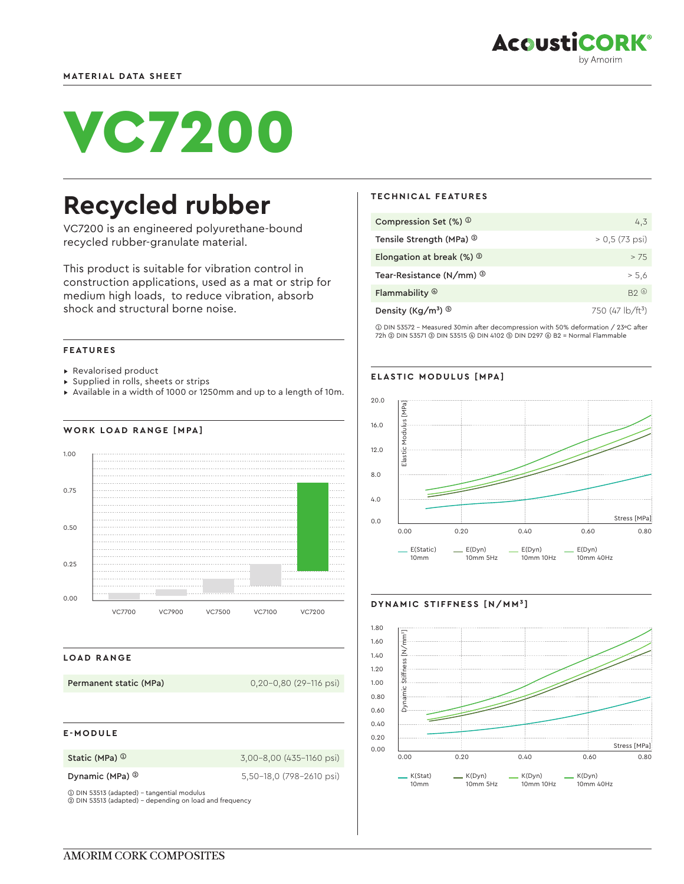MATERIAL DATA SHEET

# VC7200

## Recycled rubber

VC7200 is an engineered polyurethane-bound recycled rubber-granulate material.

This product is suitable for vibration control in construction applications, used as a mat or strip for medium high loads, to reduce vibration, absorb shock and structural borne noise.

### FEATURES

- Revalorised product
- Supplied in rolls, sheets or strips
- Available in a width of 1000 or 1250mm and up to a length of 10m.

### WORK LOAD RANGE [MPA]

### LOAD RANGE

| | |
|---|---|
| Permanent static (MPa) | 0,20–0,80 (29–116 psi) |

### E-MODULE

| | |
|---|---|
| Static (MPa) ① | 3,00–8,00 (435–1160 psi) |
| Dynamic (MPa) ② | 5,50–18,0 (798–2610 psi) |

① DIN 53513 (adapted) – tangential modulus
② DIN 53513 (adapted) – depending on load and frequency

### TECHNICAL FEATURES

| | |
|---|---|
| Compression Set (%) ① | 4,3 |
| Tensile Strength (MPa) ② | > 0,5 (73 psi) |
| Elongation at break (%) ② | > 75 |
| Tear-Resistance (N/mm) ③ | > 5,6 |
| Flammability ④ | B2 ⑥ |
| Density (Kg/m³) ⑤ | 750 (47 lb/ft³) |

① DIN 53572 – Measured 30min after decompression with 50% deformation / 23ºC after 72h ② DIN 53571 ③ DIN 53515 ④ DIN 4102 ⑤ DIN D297 ⑥ B2 = Normal Flammable

### ELASTIC MODULUS [MPA]

### DYNAMIC STIFFNESS [N/MM³]

AMORIM CORK COMPOSITES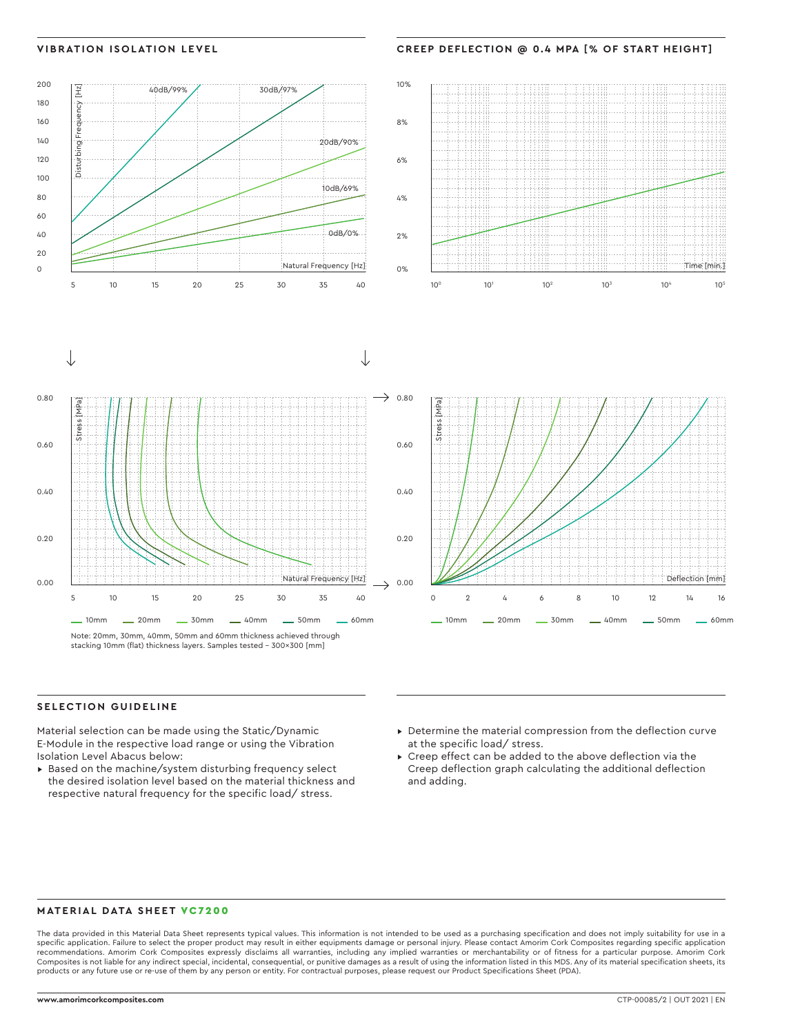## VIBRATION ISOLATION LEVEL

Disturbing Frequency [Hz]

200
180
160
140
120
100
80
60
40
20
0

40dB/99%
30dB/97%
20dB/90%
10dB/69%
0dB/0%

Natural Frequency [Hz]

5 10 15 20 25 30 35 40

## CREEP DEFLECTION @ 0.4 MPA [% OF START HEIGHT]

10%
8%
6%
4%
2%
0%

Time [min.]

$10^0$ $10^1$ $10^2$ $10^3$ $10^4$ $10^5$

↓ ↓

Stress [MPa]

0.80
0.60
0.40
0.20
0.00

Natural Frequency [Hz]

5 10 15 20 25 30 35 40

10mm 20mm 30mm 40mm 50mm 60mm

Note: 20mm, 30mm, 40mm, 50mm and 60mm thickness achieved through stacking 10mm (flat) thickness layers. Samples tested – 300×300 [mm]

→ →

Stress [MPa]

0.80
0.60
0.40
0.20
0.00

Deflection [mm]

0 2 4 6 8 10 12 14 16

10mm 20mm 30mm 40mm 50mm 60mm

## SELECTION GUIDELINE

Material selection can be made using the Static/Dynamic E-Module in the respective load range or using the Vibration Isolation Level Abacus below:

- Based on the machine/system disturbing frequency select the desired isolation level based on the material thickness and respective natural frequency for the specific load/ stress.
- Determine the material compression from the deflection curve at the specific load/ stress.
- Creep effect can be added to the above deflection via the Creep deflection graph calculating the additional deflection and adding.

## MATERIAL DATA SHEET VC7200

The data provided in this Material Data Sheet represents typical values. This information is not intended to be used as a purchasing specification and does not imply suitability for use in a specific application. Failure to select the proper product may result in either equipments damage or personal injury. Please contact Amorim Cork Composites regarding specific application recommendations. Amorim Cork Composites expressly disclaims all warranties, including any implied warranties or merchantability or of fitness for a particular purpose. Amorim Cork Composites is not liable for any indirect special, incidental, consequential, or punitive damages as a result of using the information listed in this MDS. Any of its material specification sheets, its products or any future use or re-use of them by any person or entity. For contractual purposes, please request our Product Specifications Sheet (PDA).

www.amorimcorkcomposites.com

CTP-00085/2 | OUT 2021 | EN